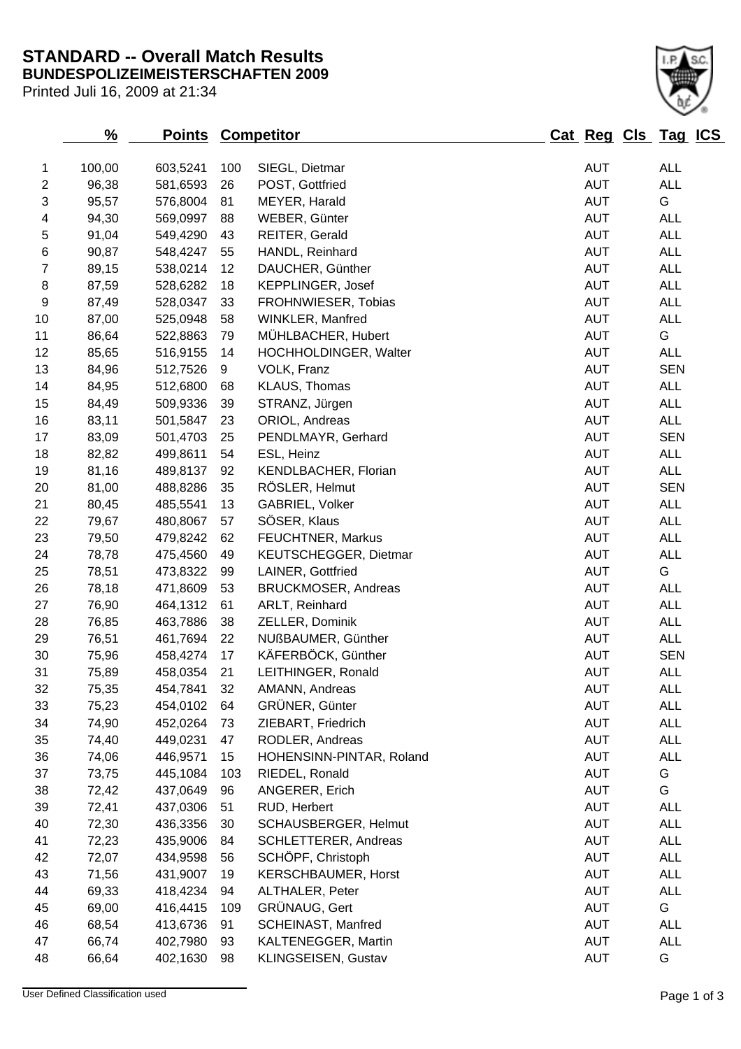# STANDARD -- Overall Match Results

## BUNDESPOLIZEIMEISTERSCHAFTEN 2009

Printed Juli 16, 2009 at 21:34

| | % | Points | Competitor | | Cat | Reg | Cls | Tag | ICS |
|---|---|---|---|---|---|---|---|---|---|
| 1 | 100,00 | 603,5241 | 100 | SIEGL, Dietmar | | AUT | | ALL | |
| 2 | 96,38 | 581,6593 | 26 | POST, Gottfried | | AUT | | ALL | |
| 3 | 95,57 | 576,8004 | 81 | MEYER, Harald | | AUT | | G | |
| 4 | 94,30 | 569,0997 | 88 | WEBER, Günter | | AUT | | ALL | |
| 5 | 91,04 | 549,4290 | 43 | REITER, Gerald | | AUT | | ALL | |
| 6 | 90,87 | 548,4247 | 55 | HANDL, Reinhard | | AUT | | ALL | |
| 7 | 89,15 | 538,0214 | 12 | DAUCHER, Günther | | AUT | | ALL | |
| 8 | 87,59 | 528,6282 | 18 | KEPPLINGER, Josef | | AUT | | ALL | |
| 9 | 87,49 | 528,0347 | 33 | FROHNWIESER, Tobias | | AUT | | ALL | |
| 10 | 87,00 | 525,0948 | 58 | WINKLER, Manfred | | AUT | | ALL | |
| 11 | 86,64 | 522,8863 | 79 | MÜHLBACHER, Hubert | | AUT | | G | |
| 12 | 85,65 | 516,9155 | 14 | HOCHHOLDINGER, Walter | | AUT | | ALL | |
| 13 | 84,96 | 512,7526 | 9 | VOLK, Franz | | AUT | | SEN | |
| 14 | 84,95 | 512,6800 | 68 | KLAUS, Thomas | | AUT | | ALL | |
| 15 | 84,49 | 509,9336 | 39 | STRANZ, Jürgen | | AUT | | ALL | |
| 16 | 83,11 | 501,5847 | 23 | ORIOL, Andreas | | AUT | | ALL | |
| 17 | 83,09 | 501,4703 | 25 | PENDLMAYR, Gerhard | | AUT | | SEN | |
| 18 | 82,82 | 499,8611 | 54 | ESL, Heinz | | AUT | | ALL | |
| 19 | 81,16 | 489,8137 | 92 | KENDLBACHER, Florian | | AUT | | ALL | |
| 20 | 81,00 | 488,8286 | 35 | RÖSLER, Helmut | | AUT | | SEN | |
| 21 | 80,45 | 485,5541 | 13 | GABRIEL, Volker | | AUT | | ALL | |
| 22 | 79,67 | 480,8067 | 57 | SÖSER, Klaus | | AUT | | ALL | |
| 23 | 79,50 | 479,8242 | 62 | FEUCHTNER, Markus | | AUT | | ALL | |
| 24 | 78,78 | 475,4560 | 49 | KEUTSCHEGGER, Dietmar | | AUT | | ALL | |
| 25 | 78,51 | 473,8322 | 99 | LAINER, Gottfried | | AUT | | G | |
| 26 | 78,18 | 471,8609 | 53 | BRUCKMOSER, Andreas | | AUT | | ALL | |
| 27 | 76,90 | 464,1312 | 61 | ARLT, Reinhard | | AUT | | ALL | |
| 28 | 76,85 | 463,7886 | 38 | ZELLER, Dominik | | AUT | | ALL | |
| 29 | 76,51 | 461,7694 | 22 | NUßBAUMER, Günther | | AUT | | ALL | |
| 30 | 75,96 | 458,4274 | 17 | KÄFERBÖCK, Günther | | AUT | | SEN | |
| 31 | 75,89 | 458,0354 | 21 | LEITHINGER, Ronald | | AUT | | ALL | |
| 32 | 75,35 | 454,7841 | 32 | AMANN, Andreas | | AUT | | ALL | |
| 33 | 75,23 | 454,0102 | 64 | GRÜNER, Günter | | AUT | | ALL | |
| 34 | 74,90 | 452,0264 | 73 | ZIEBART, Friedrich | | AUT | | ALL | |
| 35 | 74,40 | 449,0231 | 47 | RODLER, Andreas | | AUT | | ALL | |
| 36 | 74,06 | 446,9571 | 15 | HOHENSINN-PINTAR, Roland | | AUT | | ALL | |
| 37 | 73,75 | 445,1084 | 103 | RIEDEL, Ronald | | AUT | | G | |
| 38 | 72,42 | 437,0649 | 96 | ANGERER, Erich | | AUT | | G | |
| 39 | 72,41 | 437,0306 | 51 | RUD, Herbert | | AUT | | ALL | |
| 40 | 72,30 | 436,3356 | 30 | SCHAUSBERGER, Helmut | | AUT | | ALL | |
| 41 | 72,23 | 435,9006 | 84 | SCHLETTERER, Andreas | | AUT | | ALL | |
| 42 | 72,07 | 434,9598 | 56 | SCHÖPF, Christoph | | AUT | | ALL | |
| 43 | 71,56 | 431,9007 | 19 | KERSCHBAUMER, Horst | | AUT | | ALL | |
| 44 | 69,33 | 418,4234 | 94 | ALTHALER, Peter | | AUT | | ALL | |
| 45 | 69,00 | 416,4415 | 109 | GRÜNAUG, Gert | | AUT | | G | |
| 46 | 68,54 | 413,6736 | 91 | SCHEINAST, Manfred | | AUT | | ALL | |
| 47 | 66,74 | 402,7980 | 93 | KALTENEGGER, Martin | | AUT | | ALL | |
| 48 | 66,64 | 402,1630 | 98 | KLINGSEISEN, Gustav | | AUT | | G | |

User Defined Classification used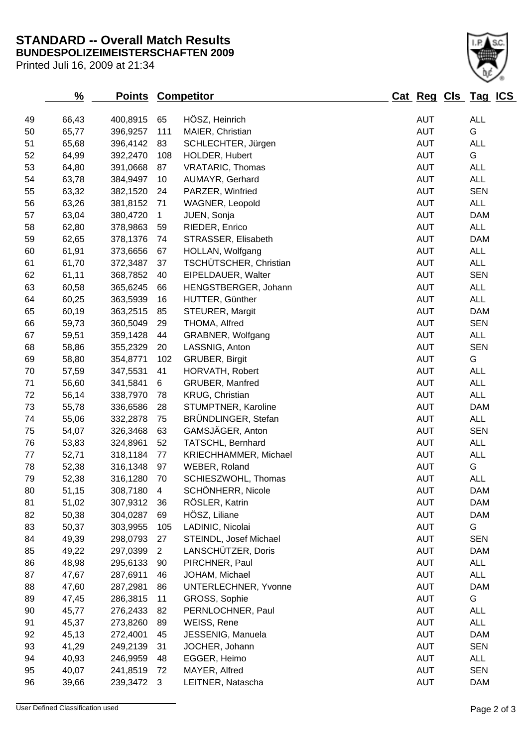# STANDARD -- Overall Match Results

## BUNDESPOLIZEIMEISTERSCHAFTEN 2009

Printed Juli 16, 2009 at 21:34

| | % | Points | Competitor | | Cat | Reg | Cls | Tag | ICS |
|---|---|---|---|---|---|---|---|---|---|
| 49 | 66,43 | 400,8915 | 65 | HÖSZ, Heinrich | | AUT | | ALL | |
| 50 | 65,77 | 396,9257 | 111 | MAIER, Christian | | AUT | | G | |
| 51 | 65,68 | 396,4142 | 83 | SCHLECHTER, Jürgen | | AUT | | ALL | |
| 52 | 64,99 | 392,2470 | 108 | HOLDER, Hubert | | AUT | | G | |
| 53 | 64,80 | 391,0668 | 87 | VRATARIC, Thomas | | AUT | | ALL | |
| 54 | 63,78 | 384,9497 | 10 | AUMAYR, Gerhard | | AUT | | ALL | |
| 55 | 63,32 | 382,1520 | 24 | PARZER, Winfried | | AUT | | SEN | |
| 56 | 63,26 | 381,8152 | 71 | WAGNER, Leopold | | AUT | | ALL | |
| 57 | 63,04 | 380,4720 | 1 | JUEN, Sonja | | AUT | | DAM | |
| 58 | 62,80 | 378,9863 | 59 | RIEDER, Enrico | | AUT | | ALL | |
| 59 | 62,65 | 378,1376 | 74 | STRASSER, Elisabeth | | AUT | | DAM | |
| 60 | 61,91 | 373,6656 | 67 | HOLLAN, Wolfgang | | AUT | | ALL | |
| 61 | 61,70 | 372,3487 | 37 | TSCHÜTSCHER, Christian | | AUT | | ALL | |
| 62 | 61,11 | 368,7852 | 40 | EIPELDAUER, Walter | | AUT | | SEN | |
| 63 | 60,58 | 365,6245 | 66 | HENGSTBERGER, Johann | | AUT | | ALL | |
| 64 | 60,25 | 363,5939 | 16 | HUTTER, Günther | | AUT | | ALL | |
| 65 | 60,19 | 363,2515 | 85 | STEURER, Margit | | AUT | | DAM | |
| 66 | 59,73 | 360,5049 | 29 | THOMA, Alfred | | AUT | | SEN | |
| 67 | 59,51 | 359,1428 | 44 | GRABNER, Wolfgang | | AUT | | ALL | |
| 68 | 58,86 | 355,2329 | 20 | LASSNIG, Anton | | AUT | | SEN | |
| 69 | 58,80 | 354,8771 | 102 | GRUBER, Birgit | | AUT | | G | |
| 70 | 57,59 | 347,5531 | 41 | HORVATH, Robert | | AUT | | ALL | |
| 71 | 56,60 | 341,5841 | 6 | GRUBER, Manfred | | AUT | | ALL | |
| 72 | 56,14 | 338,7970 | 78 | KRUG, Christian | | AUT | | ALL | |
| 73 | 55,78 | 336,6586 | 28 | STUMPTNER, Karoline | | AUT | | DAM | |
| 74 | 55,06 | 332,2878 | 75 | BRÜNDLINGER, Stefan | | AUT | | ALL | |
| 75 | 54,07 | 326,3468 | 63 | GAMSJÄGER, Anton | | AUT | | SEN | |
| 76 | 53,83 | 324,8961 | 52 | TATSCHL, Bernhard | | AUT | | ALL | |
| 77 | 52,71 | 318,1184 | 77 | KRIECHHAMMER, Michael | | AUT | | ALL | |
| 78 | 52,38 | 316,1348 | 97 | WEBER, Roland | | AUT | | G | |
| 79 | 52,38 | 316,1280 | 70 | SCHIESZWOHL, Thomas | | AUT | | ALL | |
| 80 | 51,15 | 308,7180 | 4 | SCHÖNHERR, Nicole | | AUT | | DAM | |
| 81 | 51,02 | 307,9312 | 36 | RÖSLER, Katrin | | AUT | | DAM | |
| 82 | 50,38 | 304,0287 | 69 | HÖSZ, Liliane | | AUT | | DAM | |
| 83 | 50,37 | 303,9955 | 105 | LADINIC, Nicolai | | AUT | | G | |
| 84 | 49,39 | 298,0793 | 27 | STEINDL, Josef Michael | | AUT | | SEN | |
| 85 | 49,22 | 297,0399 | 2 | LANSCHÜTZER, Doris | | AUT | | DAM | |
| 86 | 48,98 | 295,6133 | 90 | PIRCHNER, Paul | | AUT | | ALL | |
| 87 | 47,67 | 287,6911 | 46 | JOHAM, Michael | | AUT | | ALL | |
| 88 | 47,60 | 287,2981 | 86 | UNTERLECHNER, Yvonne | | AUT | | DAM | |
| 89 | 47,45 | 286,3815 | 11 | GROSS, Sophie | | AUT | | G | |
| 90 | 45,77 | 276,2433 | 82 | PERNLOCHNER, Paul | | AUT | | ALL | |
| 91 | 45,37 | 273,8260 | 89 | WEISS, Rene | | AUT | | ALL | |
| 92 | 45,13 | 272,4001 | 45 | JESSENIG, Manuela | | AUT | | DAM | |
| 93 | 41,29 | 249,2139 | 31 | JOCHER, Johann | | AUT | | SEN | |
| 94 | 40,93 | 246,9959 | 48 | EGGER, Heimo | | AUT | | ALL | |
| 95 | 40,07 | 241,8519 | 72 | MAYER, Alfred | | AUT | | SEN | |
| 96 | 39,66 | 239,3472 | 3 | LEITNER, Natascha | | AUT | | DAM | |

User Defined Classification used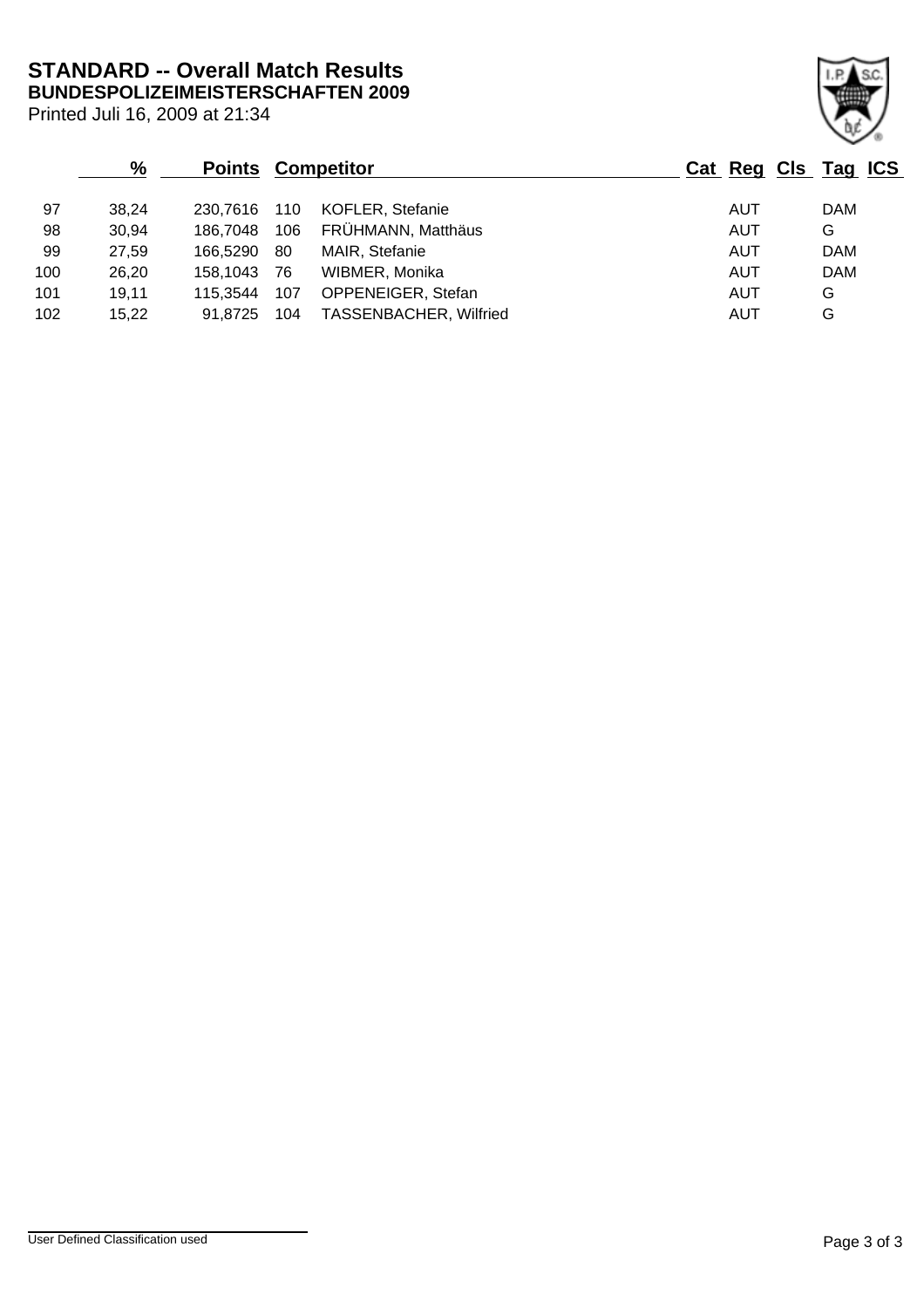# STANDARD -- Overall Match Results

**BUNDESPOLIZEIMEISTERSCHAFTEN 2009**

Printed Juli 16, 2009 at 21:34

| | % | Points | | Competitor | Cat | Reg | Cls | Tag | ICS |
|---|---|---|---|---|---|---|---|---|---|
| 97 | 38,24 | 230,7616 | 110 | KOFLER, Stefanie | | AUT | | DAM | |
| 98 | 30,94 | 186,7048 | 106 | FRÜHMANN, Matthäus | | AUT | | G | |
| 99 | 27,59 | 166,5290 | 80 | MAIR, Stefanie | | AUT | | DAM | |
| 100 | 26,20 | 158,1043 | 76 | WIBMER, Monika | | AUT | | DAM | |
| 101 | 19,11 | 115,3544 | 107 | OPPENEIGER, Stefan | | AUT | | G | |
| 102 | 15,22 | 91,8725 | 104 | TASSENBACHER, Wilfried | | AUT | | G | |

User Defined Classification used